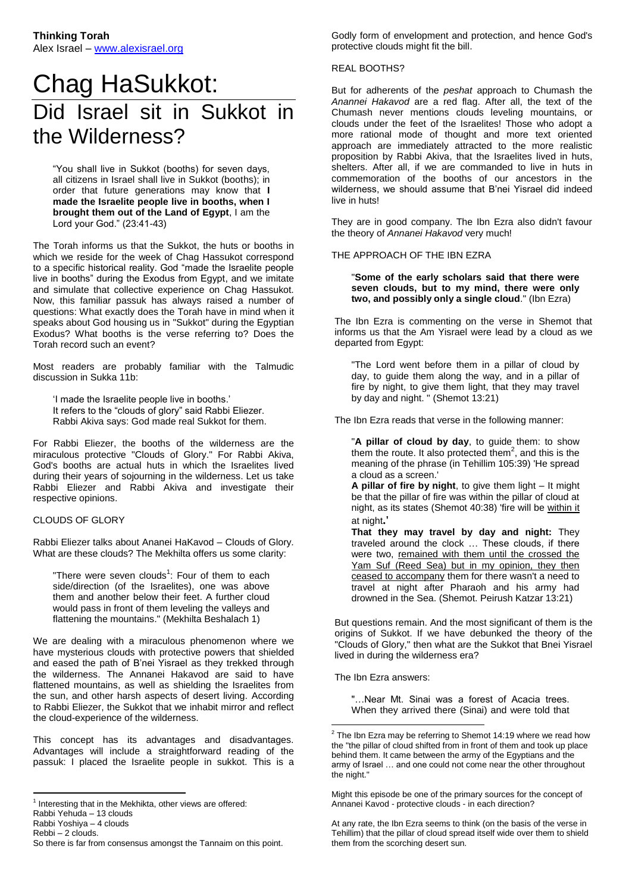**Thinking Torah**
Alex Israel – www.alexisrael.org

# Chag HaSukkot: Did Israel sit in Sukkot in the Wilderness?

> "You shall live in Sukkot (booths) for seven days, all citizens in Israel shall live in Sukkot (booths); in order that future generations may know that **I made the Israelite people live in booths, when I brought them out of the Land of Egypt**, I am the Lord your God." (23:41-43)

The Torah informs us that the Sukkot, the huts or booths in which we reside for the week of Chag Hassukot correspond to a specific historical reality. God "made the Israelite people live in booths" during the Exodus from Egypt, and we imitate and simulate that collective experience on Chag Hassukot. Now, this familiar passuk has always raised a number of questions: What exactly does the Torah have in mind when it speaks about God housing us in "Sukkot" during the Egyptian Exodus? What booths is the verse referring to? Does the Torah record such an event?

Most readers are probably familiar with the Talmudic discussion in Sukka 11b:

> 'I made the Israelite people live in booths.'
> It refers to the "clouds of glory" said Rabbi Eliezer.
> Rabbi Akiva says: God made real Sukkot for them.

For Rabbi Eliezer, the booths of the wilderness are the miraculous protective "Clouds of Glory." For Rabbi Akiva, God's booths are actual huts in which the Israelites lived during their years of sojourning in the wilderness. Let us take Rabbi Eliezer and Rabbi Akiva and investigate their respective opinions.

## CLOUDS OF GLORY

Rabbi Eliezer talks about Ananei HaKavod – Clouds of Glory. What are these clouds? The Mekhilta offers us some clarity:

> "There were seven clouds[1]: Four of them to each side/direction (of the Israelites), one was above them and another below their feet. A further cloud would pass in front of them leveling the valleys and flattening the mountains." (Mekhilta Beshalach 1)

We are dealing with a miraculous phenomenon where we have mysterious clouds with protective powers that shielded and eased the path of B'nei Yisrael as they trekked through the wilderness. The Annanei Hakavod are said to have flattened mountains, as well as shielding the Israelites from the sun, and other harsh aspects of desert living. According to Rabbi Eliezer, the Sukkot that we inhabit mirror and reflect the cloud-experience of the wilderness.

This concept has its advantages and disadvantages. Advantages will include a straightforward reading of the passuk: I placed the Israelite people in sukkot. This is a Godly form of envelopment and protection, and hence God's protective clouds might fit the bill.

## REAL BOOTHS?

But for adherents of the *peshat* approach to Chumash the *Anannei Hakavod* are a red flag. After all, the text of the Chumash never mentions clouds leveling mountains, or clouds under the feet of the Israelites! Those who adopt a more rational mode of thought and more text oriented approach are immediately attracted to the more realistic proposition by Rabbi Akiva, that the Israelites lived in huts, shelters. After all, if we are commanded to live in huts in commemoration of the booths of our ancestors in the wilderness, we should assume that B'nei Yisrael did indeed live in huts!

They are in good company. The Ibn Ezra also didn't favour the theory of *Annanei Hakavod* very much!

## THE APPROACH OF THE IBN EZRA

> "**Some of the early scholars said that there were seven clouds, but to my mind, there were only two, and possibly only a single cloud**." (Ibn Ezra)

The Ibn Ezra is commenting on the verse in Shemot that informs us that the Am Yisrael were lead by a cloud as we departed from Egypt:

> "The Lord went before them in a pillar of cloud by day, to guide them along the way, and in a pillar of fire by night, to give them light, that they may travel by day and night. " (Shemot 13:21)

The Ibn Ezra reads that verse in the following manner:

> "**A pillar of cloud by day**, to guide them: to show them the route. It also protected them[2], and this is the meaning of the phrase (in Tehillim 105:39) 'He spread a cloud as a screen.'
> **A pillar of fire by night**, to give them light – It might be that the pillar of fire was within the pillar of cloud at night, as its states (Shemot 40:38) 'fire will be within it at night.'
> **That they may travel by day and night:** They traveled around the clock … These clouds, if there were two, remained with them until the crossed the Yam Suf (Reed Sea) but in my opinion, they then ceased to accompany them for there wasn't a need to travel at night after Pharaoh and his army had drowned in the Sea. (Shemot. Peirush Katzar 13:21)

But questions remain. And the most significant of them is the origins of Sukkot. If we have debunked the theory of the "Clouds of Glory," then what are the Sukkot that Bnei Yisrael lived in during the wilderness era?

The Ibn Ezra answers:

> "…Near Mt. Sinai was a forest of Acacia trees. When they arrived there (Sinai) and were told that

---

[1] Interesting that in the Mekhikta, other views are offered:
Rabbi Yehuda – 13 clouds
Rabbi Yoshiya – 4 clouds
Rebbi – 2 clouds.
So there is far from consensus amongst the Tannaim on this point.

[2] The Ibn Ezra may be referring to Shemot 14:19 where we read how the "the pillar of cloud shifted from in front of them and took up place behind them. It came between the army of the Egyptians and the army of Israel … and one could not come near the other throughout the night."

Might this episode be one of the primary sources for the concept of Annanei Kavod - protective clouds - in each direction?

At any rate, the Ibn Ezra seems to think (on the basis of the verse in Tehillim) that the pillar of cloud spread itself wide over them to shield them from the scorching desert sun.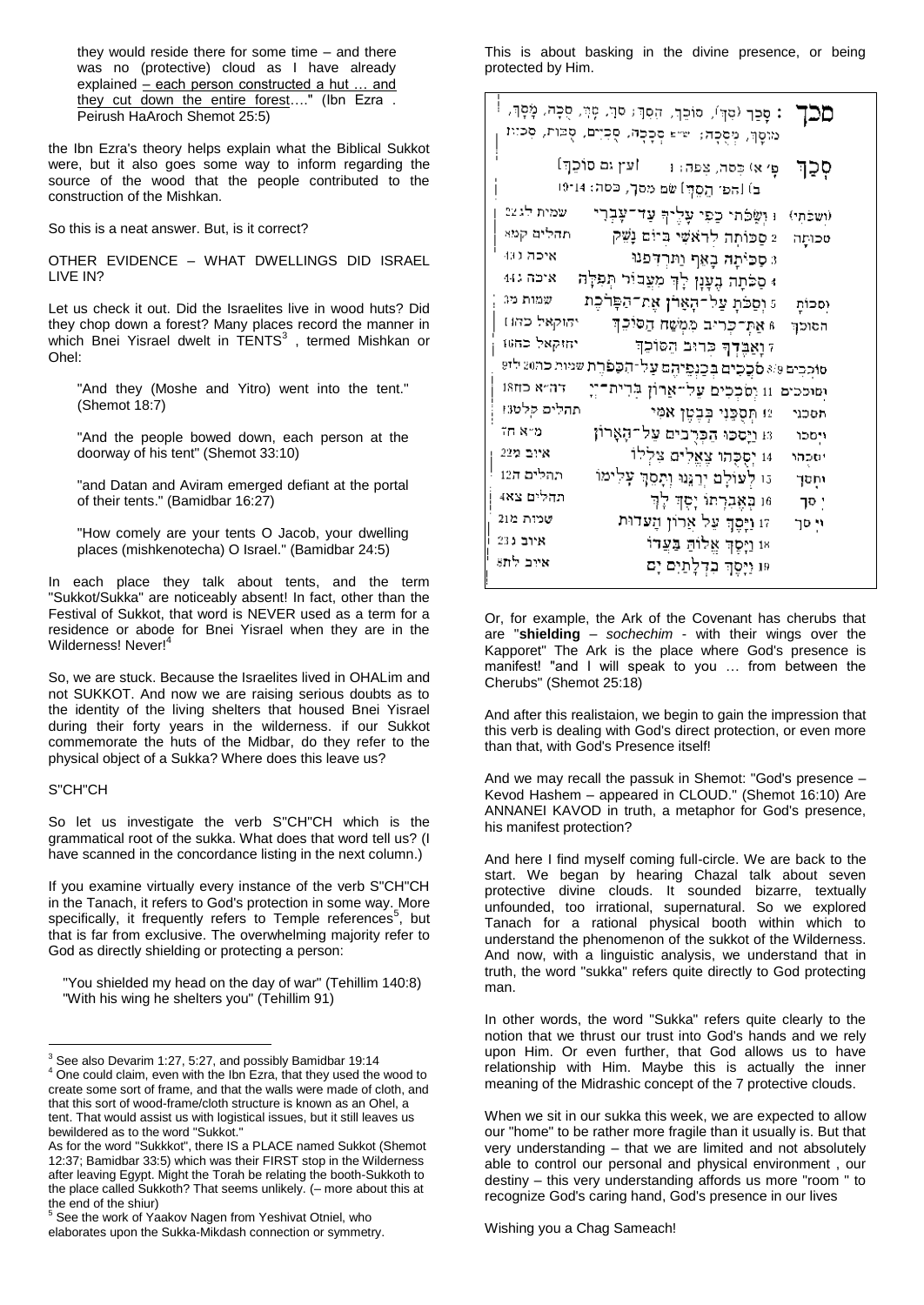they would reside there for some time – and there was no (protective) cloud as I have already explained – each person constructed a hut … and they cut down the entire forest…." (Ibn Ezra . Peirush HaAroch Shemot 25:5)

the Ibn Ezra's theory helps explain what the Biblical Sukkot were, but it also goes some way to inform regarding the source of the wood that the people contributed to the construction of the Mishkan.

So this is a neat answer. But, is it correct?

OTHER EVIDENCE – WHAT DWELLINGS DID ISRAEL LIVE IN?

Let us check it out. Did the Israelites live in wood huts? Did they chop down a forest? Many places record the manner in which Bnei Yisrael dwelt in TENTS[3] , termed Mishkan or Ohel:

> "And they (Moshe and Yitro) went into the tent." (Shemot 18:7)
>
> "And the people bowed down, each person at the doorway of his tent" (Shemot 33:10)
>
> "and Datan and Aviram emerged defiant at the portal of their tents." (Bamidbar 16:27)
>
> "How comely are your tents O Jacob, your dwelling places (mishkenotecha) O Israel." (Bamidbar 24:5)

In each place they talk about tents, and the term "Sukkot/Sukka" are noticeably absent! In fact, other than the Festival of Sukkot, that word is NEVER used as a term for a residence or abode for Bnei Yisrael when they are in the Wilderness! Never![4]

So, we are stuck. Because the Israelites lived in OHALim and not SUKKOT. And now we are raising serious doubts as to the identity of the living shelters that housed Bnei Yisrael during their forty years in the wilderness. if our Sukkot commemorate the huts of the Midbar, do they refer to the physical object of a Sukka? Where does this leave us?

S"CH"CH

So let us investigate the verb S"CH"CH which is the grammatical root of the sukka. What does that word tell us? (I have scanned in the concordance listing in the next column.)

If you examine virtually every instance of the verb S"CH"CH in the Tanach, it refers to God's protection in some way. More specifically, it frequently refers to Temple references[5], but that is far from exclusive. The overwhelming majority refer to God as directly shielding or protecting a person:

> "You shielded my head on the day of war" (Tehillim 140:8)
> "With his wing he shelters you" (Tehillim 91)

This is about basking in the divine presence, or being protected by Him.

סכך : סָכַך (סַךְ), סוֹכֵךְ, הֵסֵךְ; סַךְ, סַךְ, סְכָה, מָסָךְ, מוּסָךְ, מְסֻכָּה; ש״ע סֻכָּה, סֻכִּים, סֻכּוֹת, סֹכוֹ

סָכַךְ פ׳ א) כִּסָּה, צִפָּה; 1 [עין גם סוֹכֵךְ]
ב) [הפ׳ הֵסֵךְ] שם מִסָךְ, כִּסָּה; 14-19

| | | |
|---|---|---|
| (ושכתי) | 1 וְשַׂכֹּתִי כַפִּי עָלֶיךָ עַד־עָבְרִי | שמות לג 22 |
| סכותה | 2 סַכֹּתָה לְרֹאשִׁי בְּיוֹם נָשֶׁק | תהלים קמ 8 |
| | 3 סַכֹּתָה בָאַף וַתִּרְדְּפֵנוּ | איכה ג 43 |
| | 4 סַכֹּתָה בֶעָנָן לָךְ מֵעֲבוֹר תְּפִלָּה | איכה ג 44 |
| וסכות | 5 וְסַכֹּתָ עַל־הָאָרֹן אֶת־הַפָּרֹכֶת | שמות מ 3 |
| הסוכך | 6 אַתְּ־כְּרוּב מִמְשַׁח הַסּוֹכֵךְ | יחזקאל כח 14 |
| | 7 וָאַבֶּדְךָ כְּרוּב הַסֹּכֵךְ | יחזקאל כח 16 |
| סוכרים | 8/9 סֹכְכִים בְּכַנְפֵיהֶם עַל־הַכַּפֹּרֶת | שמות כה 20 לז 9 |
| וסוככים | 11 וְסֹכְכִים עַל־אֲרוֹן בְּרִית־יְיָ | דה״א כח 18 |
| תסכני | 12 תְּסֻכֵּנִי בְּבֶטֶן אִמִּי | תהלים קלט 13 |
| ויסכו | 13 וַיָּסֹכּוּ הַכְּרֻבִים עַל־הָאָרוֹן | מ״א ח 7 |
| יסכהו | 14 יְסֻכֻּהוּ צֶאֱלִים צִלְלוֹ | איוב מ 22 |
| יחסך | 15 לְעוֹלָם יְרַנֵּנוּ וְתָסֵךְ עָלֵימוֹ | תהלים ה 12 |
| יסך | 16 בְּאֶבְרָתוֹ יָסֶךְ לָךְ | תהלים צא 4 |
| ויסך | 17 וַיָּסֶךְ עַל אֲרוֹן הָעֵדוּת | שמות מ 21 |
| | 18 וַיָּסֶךְ אֱלוֹהַּ בַּעֲדוֹ | איוב ג 23 |
| | 19 וַיָּסֶךְ בִּדְלָתַיִם יָם | איוב לח 8 |

Or, for example, the Ark of the Covenant has cherubs that are "**shielding** – *sochechim* - with their wings over the Kapporet" The Ark is the place where God's presence is manifest! "and I will speak to you … from between the Cherubs" (Shemot 25:18)

And after this realistaion, we begin to gain the impression that this verb is dealing with God's direct protection, or even more than that, with God's Presence itself!

And we may recall the passuk in Shemot: "God's presence – Kevod Hashem – appeared in CLOUD." (Shemot 16:10) Are ANNANEI KAVOD in truth, a metaphor for God's presence, his manifest protection?

And here I find myself coming full-circle. We are back to the start. We began by hearing Chazal talk about seven protective divine clouds. It sounded bizarre, textually unfounded, too irrational, supernatural. So we explored Tanach for a rational physical booth within which to understand the phenomenon of the sukkot of the Wilderness. And now, with a linguistic analysis, we understand that in truth, the word "sukka" refers quite directly to God protecting man.

In other words, the word "Sukka" refers quite clearly to the notion that we thrust our trust into God's hands and we rely upon Him. Or even further, that God allows us to have relationship with Him. Maybe this is actually the inner meaning of the Midrashic concept of the 7 protective clouds.

When we sit in our sukka this week, we are expected to allow our "home" to be rather more fragile than it usually is. But that very understanding – that we are limited and not absolutely able to control our personal and physical environment , our destiny – this very understanding affords us more "room " to recognize God's caring hand, God's presence in our lives

Wishing you a Chag Sameach!

---

[3] See also Devarim 1:27, 5:27, and possibly Bamidbar 19:14

[4] One could claim, even with the Ibn Ezra, that they used the wood to create some sort of frame, and that the walls were made of cloth, and that this sort of wood-frame/cloth structure is known as an Ohel, a tent. That would assist us with logistical issues, but it still leaves us bewildered as to the word "Sukkot."

As for the word "Sukkkot", there IS a PLACE named Sukkot (Shemot 12:37; Bamidbar 33:5) which was their FIRST stop in the Wilderness after leaving Egypt. Might the Torah be relating the booth-Sukkoth to the place called Sukkoth? That seems unlikely. (– more about this at the end of the shiur)

[5] See the work of Yaakov Nagen from Yeshivat Otniel, who elaborates upon the Sukka-Mikdash connection or symmetry.